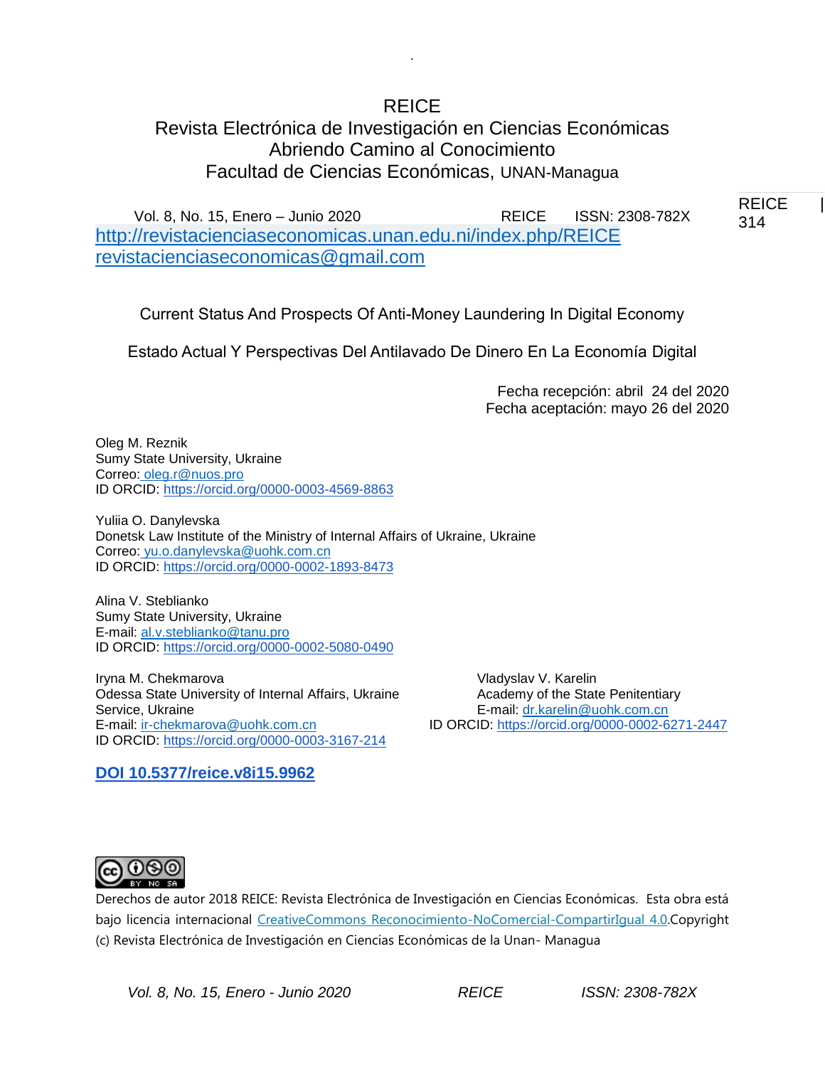REICE
Revista Electrónica de Investigación en Ciencias Económicas
Abriendo Camino al Conocimiento
Facultad de Ciencias Económicas, UNAN-Managua

Vol. 8, No. 15, Enero – Junio 2020 REICE ISSN: 2308-782X
http://revistacienciaseconomicas.unan.edu.ni/index.php/REICE
revistacienciaseconomicas@gmail.com

# Current Status And Prospects Of Anti-Money Laundering In Digital Economy

## Estado Actual Y Perspectivas Del Antilavado De Dinero En La Economía Digital

Fecha recepción: abril 24 del 2020
Fecha aceptación: mayo 26 del 2020

Oleg M. Reznik
Sumy State University, Ukraine
Correo: oleg.r@nuos.pro
ID ORCID: https://orcid.org/0000-0003-4569-8863

Yuliia O. Danylevska
Donetsk Law Institute of the Ministry of Internal Affairs of Ukraine, Ukraine
Correo: yu.o.danylevska@uohk.com.cn
ID ORCID: https://orcid.org/0000-0002-1893-8473

Alina V. Steblianko
Sumy State University, Ukraine
E-mail: al.v.steblianko@tanu.pro
ID ORCID: https://orcid.org/0000-0002-5080-0490

Iryna M. Chekmarova
Odessa State University of Internal Affairs, Ukraine
E-mail: ir-chekmarova@uohk.com.cn
ID ORCID: https://orcid.org/0000-0003-3167-214

Vladyslav V. Karelin
Academy of the State Penitentiary Service, Ukraine
E-mail: dr.karelin@uohk.com.cn
ID ORCID: https://orcid.org/0000-0002-6271-2447

**DOI 10.5377/reice.v8i15.9962**

Derechos de autor 2018 REICE: Revista Electrónica de Investigación en Ciencias Económicas. Esta obra está bajo licencia internacional CreativeCommons Reconocimiento-NoComercial-CompartirIgual 4.0.Copyright (c) Revista Electrónica de Investigación en Ciencias Económicas de la Unan- Managua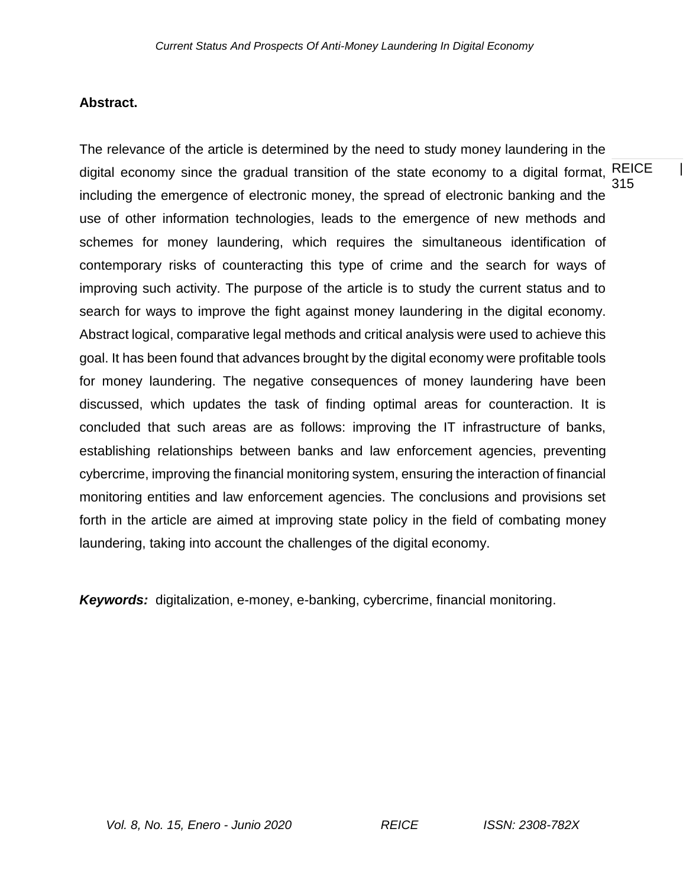**Abstract.**

The relevance of the article is determined by the need to study money laundering in the digital economy since the gradual transition of the state economy to a digital format, including the emergence of electronic money, the spread of electronic banking and the use of other information technologies, leads to the emergence of new methods and schemes for money laundering, which requires the simultaneous identification of contemporary risks of counteracting this type of crime and the search for ways of improving such activity. The purpose of the article is to study the current status and to search for ways to improve the fight against money laundering in the digital economy. Abstract logical, comparative legal methods and critical analysis were used to achieve this goal. It has been found that advances brought by the digital economy were profitable tools for money laundering. The negative consequences of money laundering have been discussed, which updates the task of finding optimal areas for counteraction. It is concluded that such areas are as follows: improving the IT infrastructure of banks, establishing relationships between banks and law enforcement agencies, preventing cybercrime, improving the financial monitoring system, ensuring the interaction of financial monitoring entities and law enforcement agencies. The conclusions and provisions set forth in the article are aimed at improving state policy in the field of combating money laundering, taking into account the challenges of the digital economy.

***Keywords:*** digitalization, e-money, e-banking, cybercrime, financial monitoring.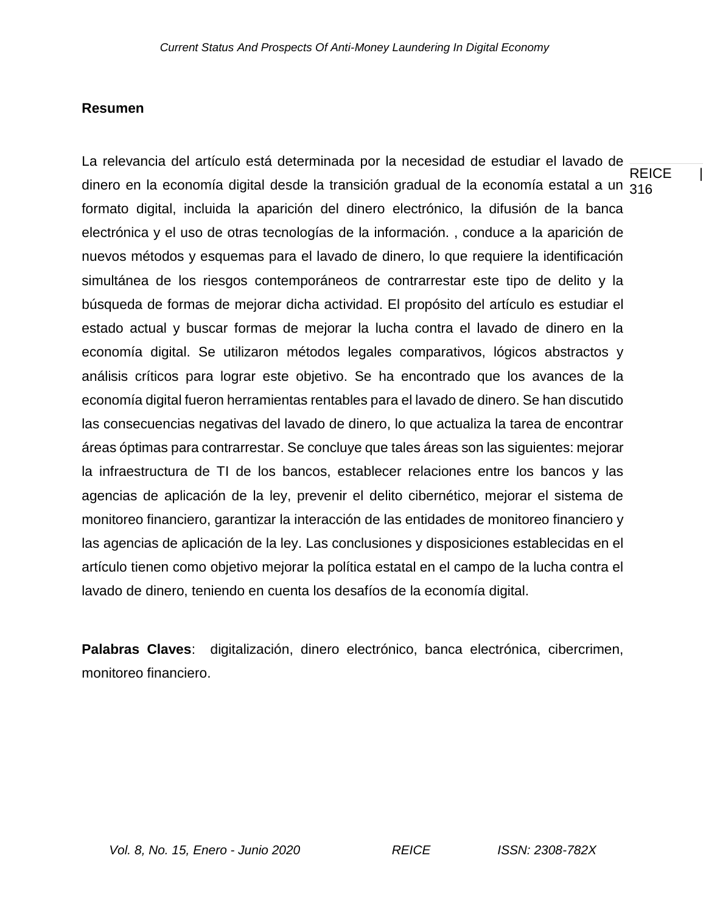**Resumen**

La relevancia del artículo está determinada por la necesidad de estudiar el lavado de dinero en la economía digital desde la transición gradual de la economía estatal a un formato digital, incluida la aparición del dinero electrónico, la difusión de la banca electrónica y el uso de otras tecnologías de la información. , conduce a la aparición de nuevos métodos y esquemas para el lavado de dinero, lo que requiere la identificación simultánea de los riesgos contemporáneos de contrarrestar este tipo de delito y la búsqueda de formas de mejorar dicha actividad. El propósito del artículo es estudiar el estado actual y buscar formas de mejorar la lucha contra el lavado de dinero en la economía digital. Se utilizaron métodos legales comparativos, lógicos abstractos y análisis críticos para lograr este objetivo. Se ha encontrado que los avances de la economía digital fueron herramientas rentables para el lavado de dinero. Se han discutido las consecuencias negativas del lavado de dinero, lo que actualiza la tarea de encontrar áreas óptimas para contrarrestar. Se concluye que tales áreas son las siguientes: mejorar la infraestructura de TI de los bancos, establecer relaciones entre los bancos y las agencias de aplicación de la ley, prevenir el delito cibernético, mejorar el sistema de monitoreo financiero, garantizar la interacción de las entidades de monitoreo financiero y las agencias de aplicación de la ley. Las conclusiones y disposiciones establecidas en el artículo tienen como objetivo mejorar la política estatal en el campo de la lucha contra el lavado de dinero, teniendo en cuenta los desafíos de la economía digital.

**Palabras Claves**: digitalización, dinero electrónico, banca electrónica, cibercrimen, monitoreo financiero.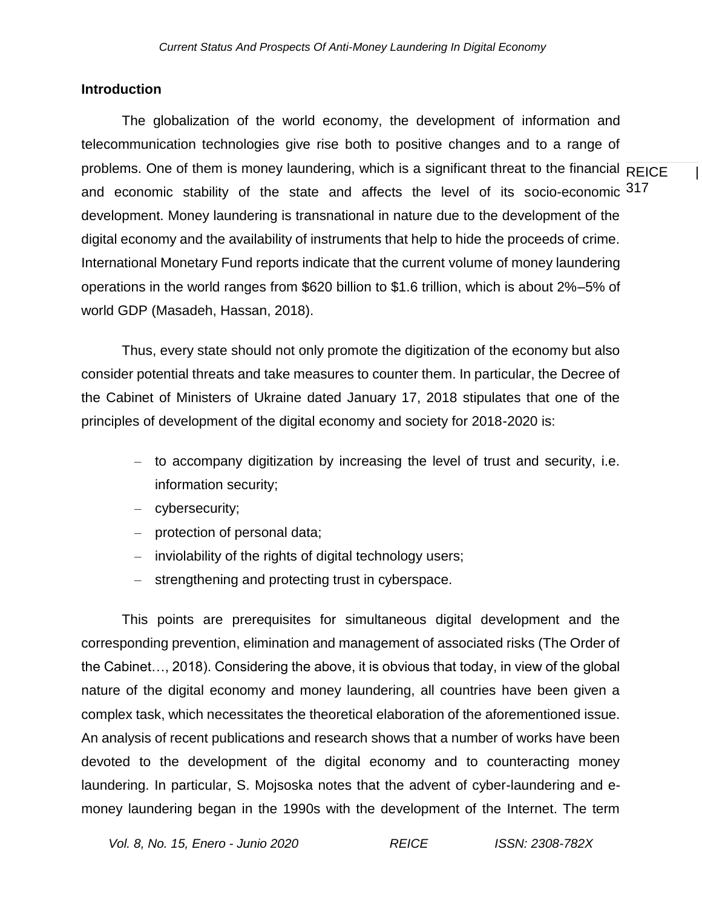## Introduction

The globalization of the world economy, the development of information and telecommunication technologies give rise both to positive changes and to a range of problems. One of them is money laundering, which is a significant threat to the financial and economic stability of the state and affects the level of its socio-economic development. Money laundering is transnational in nature due to the development of the digital economy and the availability of instruments that help to hide the proceeds of crime. International Monetary Fund reports indicate that the current volume of money laundering operations in the world ranges from $620 billion to $1.6 trillion, which is about 2%–5% of world GDP (Masadeh, Hassan, 2018).

Thus, every state should not only promote the digitization of the economy but also consider potential threats and take measures to counter them. In particular, the Decree of the Cabinet of Ministers of Ukraine dated January 17, 2018 stipulates that one of the principles of development of the digital economy and society for 2018-2020 is:

- to accompany digitization by increasing the level of trust and security, i.e. information security;
- cybersecurity;
- protection of personal data;
- inviolability of the rights of digital technology users;
- strengthening and protecting trust in cyberspace.

This points are prerequisites for simultaneous digital development and the corresponding prevention, elimination and management of associated risks (The Order of the Cabinet…, 2018). Considering the above, it is obvious that today, in view of the global nature of the digital economy and money laundering, all countries have been given a complex task, which necessitates the theoretical elaboration of the aforementioned issue. An analysis of recent publications and research shows that a number of works have been devoted to the development of the digital economy and to counteracting money laundering. In particular, S. Mojsoska notes that the advent of cyber-laundering and e-money laundering began in the 1990s with the development of the Internet. The term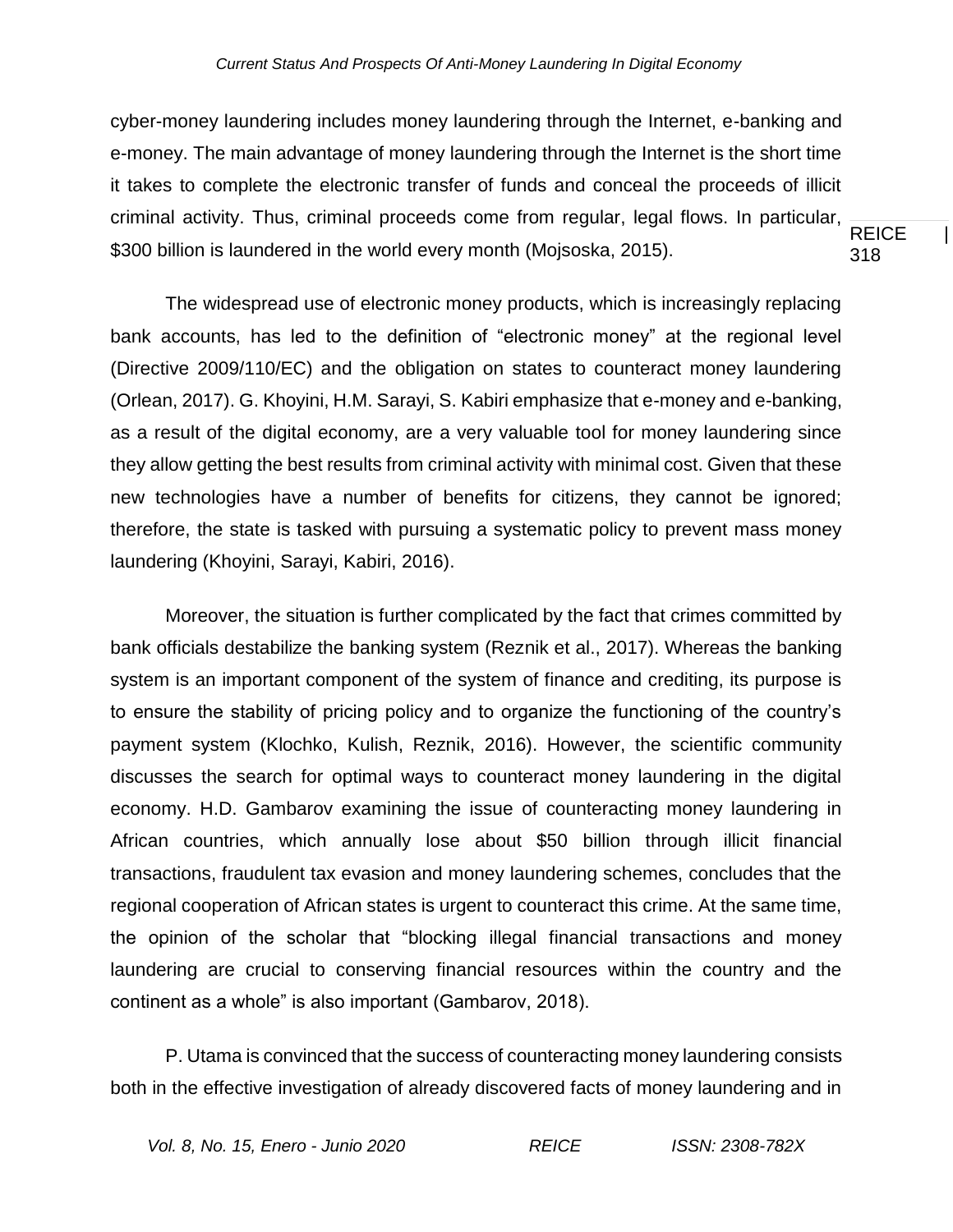cyber-money laundering includes money laundering through the Internet, e-banking and e-money. The main advantage of money laundering through the Internet is the short time it takes to complete the electronic transfer of funds and conceal the proceeds of illicit criminal activity. Thus, criminal proceeds come from regular, legal flows. In particular, $300 billion is laundered in the world every month (Mojsoska, 2015).

The widespread use of electronic money products, which is increasingly replacing bank accounts, has led to the definition of "electronic money" at the regional level (Directive 2009/110/EC) and the obligation on states to counteract money laundering (Orlean, 2017). G. Khoyini, H.M. Sarayi, S. Kabiri emphasize that e-money and e-banking, as a result of the digital economy, are a very valuable tool for money laundering since they allow getting the best results from criminal activity with minimal cost. Given that these new technologies have a number of benefits for citizens, they cannot be ignored; therefore, the state is tasked with pursuing a systematic policy to prevent mass money laundering (Khoyini, Sarayi, Kabiri, 2016).

Moreover, the situation is further complicated by the fact that crimes committed by bank officials destabilize the banking system (Reznik et al., 2017). Whereas the banking system is an important component of the system of finance and crediting, its purpose is to ensure the stability of pricing policy and to organize the functioning of the country's payment system (Klochko, Kulish, Reznik, 2016). However, the scientific community discusses the search for optimal ways to counteract money laundering in the digital economy. H.D. Gambarov examining the issue of counteracting money laundering in African countries, which annually lose about $50 billion through illicit financial transactions, fraudulent tax evasion and money laundering schemes, concludes that the regional cooperation of African states is urgent to counteract this crime. At the same time, the opinion of the scholar that "blocking illegal financial transactions and money laundering are crucial to conserving financial resources within the country and the continent as a whole" is also important (Gambarov, 2018).

P. Utama is convinced that the success of counteracting money laundering consists both in the effective investigation of already discovered facts of money laundering and in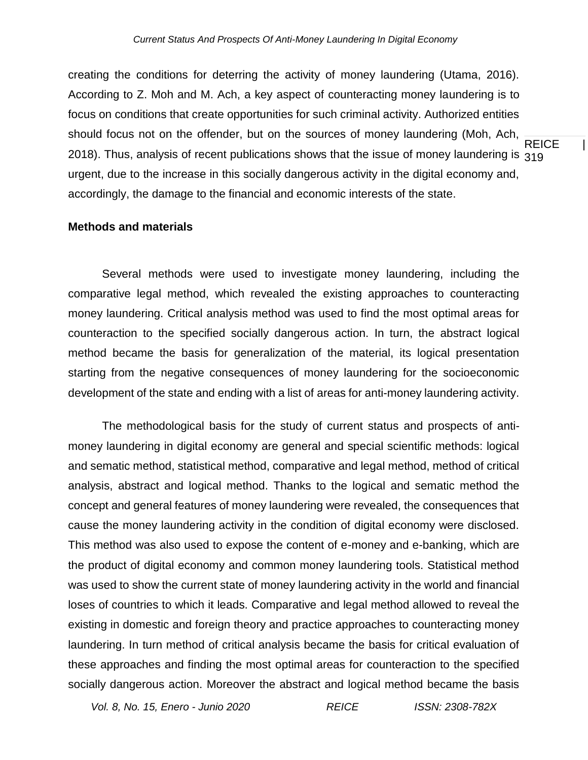creating the conditions for deterring the activity of money laundering (Utama, 2016). According to Z. Moh and M. Ach, a key aspect of counteracting money laundering is to focus on conditions that create opportunities for such criminal activity. Authorized entities should focus not on the offender, but on the sources of money laundering (Moh, Ach, 2018). Thus, analysis of recent publications shows that the issue of money laundering is urgent, due to the increase in this socially dangerous activity in the digital economy and, accordingly, the damage to the financial and economic interests of the state.

**Methods and materials**

Several methods were used to investigate money laundering, including the comparative legal method, which revealed the existing approaches to counteracting money laundering. Critical analysis method was used to find the most optimal areas for counteraction to the specified socially dangerous action. In turn, the abstract logical method became the basis for generalization of the material, its logical presentation starting from the negative consequences of money laundering for the socioeconomic development of the state and ending with a list of areas for anti-money laundering activity.

The methodological basis for the study of current status and prospects of anti-money laundering in digital economy are general and special scientific methods: logical and sematic method, statistical method, comparative and legal method, method of critical analysis, abstract and logical method. Thanks to the logical and sematic method the concept and general features of money laundering were revealed, the consequences that cause the money laundering activity in the condition of digital economy were disclosed. This method was also used to expose the content of e-money and e-banking, which are the product of digital economy and common money laundering tools. Statistical method was used to show the current state of money laundering activity in the world and financial loses of countries to which it leads. Comparative and legal method allowed to reveal the existing in domestic and foreign theory and practice approaches to counteracting money laundering. In turn method of critical analysis became the basis for critical evaluation of these approaches and finding the most optimal areas for counteraction to the specified socially dangerous action. Moreover the abstract and logical method became the basis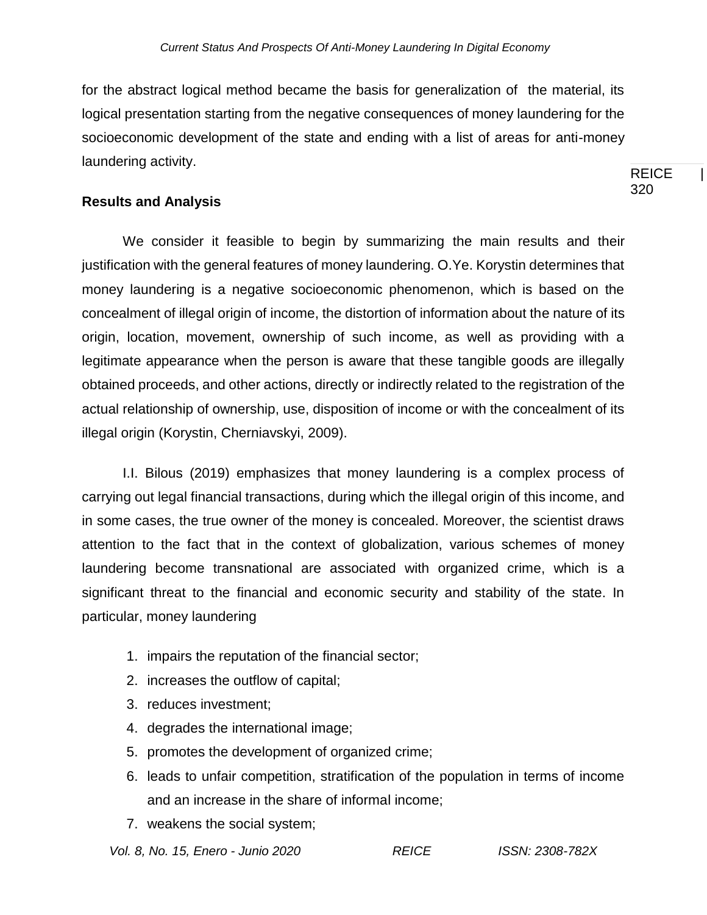for the abstract logical method became the basis for generalization of the material, its logical presentation starting from the negative consequences of money laundering for the socioeconomic development of the state and ending with a list of areas for anti-money laundering activity.

## Results and Analysis

We consider it feasible to begin by summarizing the main results and their justification with the general features of money laundering. O.Ye. Korystin determines that money laundering is a negative socioeconomic phenomenon, which is based on the concealment of illegal origin of income, the distortion of information about the nature of its origin, location, movement, ownership of such income, as well as providing with a legitimate appearance when the person is aware that these tangible goods are illegally obtained proceeds, and other actions, directly or indirectly related to the registration of the actual relationship of ownership, use, disposition of income or with the concealment of its illegal origin (Korystin, Cherniavskyi, 2009).

I.I. Bilous (2019) emphasizes that money laundering is a complex process of carrying out legal financial transactions, during which the illegal origin of this income, and in some cases, the true owner of the money is concealed. Moreover, the scientist draws attention to the fact that in the context of globalization, various schemes of money laundering become transnational are associated with organized crime, which is a significant threat to the financial and economic security and stability of the state. In particular, money laundering

1. impairs the reputation of the financial sector;
2. increases the outflow of capital;
3. reduces investment;
4. degrades the international image;
5. promotes the development of organized crime;
6. leads to unfair competition, stratification of the population in terms of income and an increase in the share of informal income;
7. weakens the social system;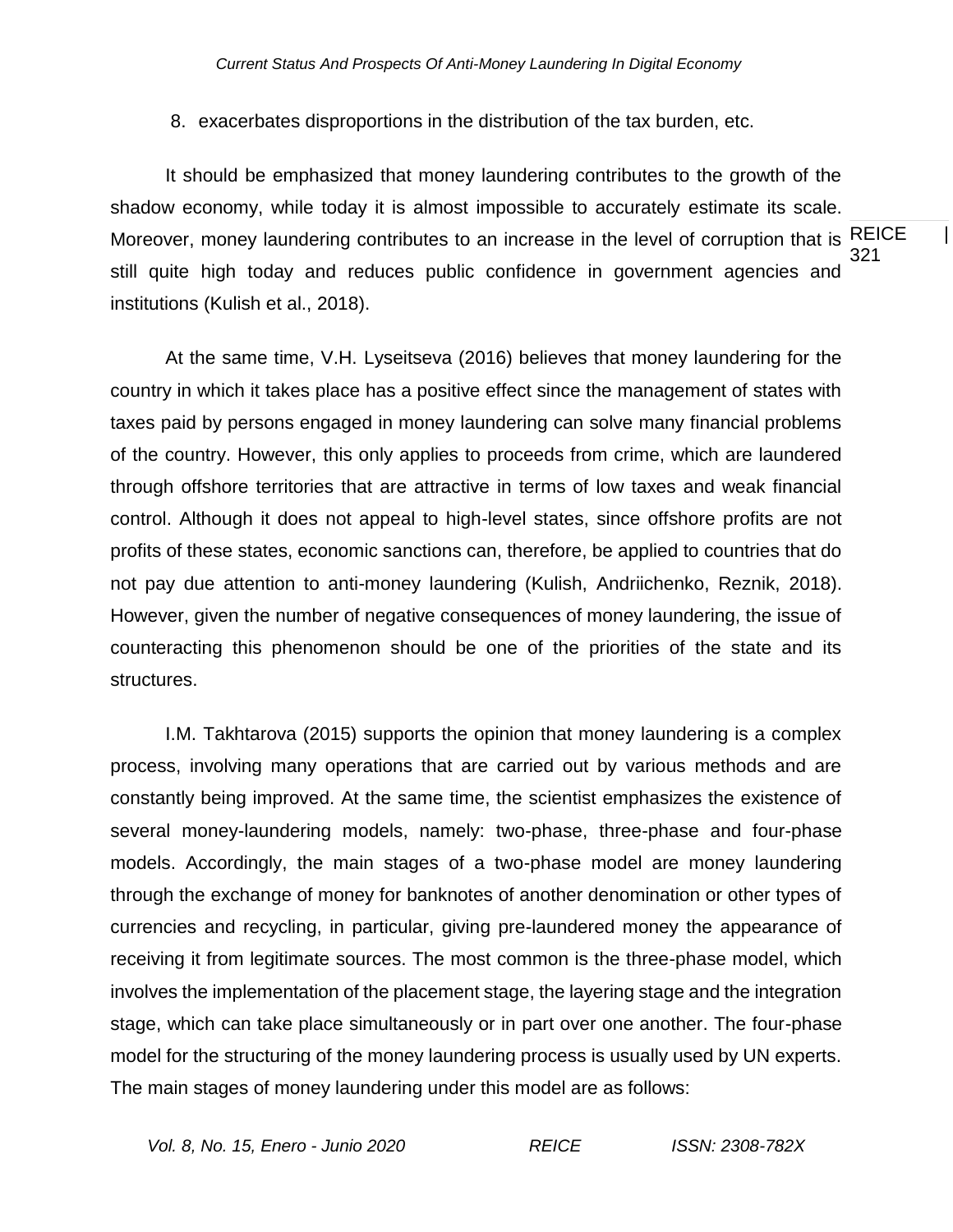8. exacerbates disproportions in the distribution of the tax burden, etc.

It should be emphasized that money laundering contributes to the growth of the shadow economy, while today it is almost impossible to accurately estimate its scale. Moreover, money laundering contributes to an increase in the level of corruption that is still quite high today and reduces public confidence in government agencies and institutions (Kulish et al., 2018).

At the same time, V.H. Lyseitseva (2016) believes that money laundering for the country in which it takes place has a positive effect since the management of states with taxes paid by persons engaged in money laundering can solve many financial problems of the country. However, this only applies to proceeds from crime, which are laundered through offshore territories that are attractive in terms of low taxes and weak financial control. Although it does not appeal to high-level states, since offshore profits are not profits of these states, economic sanctions can, therefore, be applied to countries that do not pay due attention to anti-money laundering (Kulish, Andriichenko, Reznik, 2018). However, given the number of negative consequences of money laundering, the issue of counteracting this phenomenon should be one of the priorities of the state and its structures.

I.M. Takhtarova (2015) supports the opinion that money laundering is a complex process, involving many operations that are carried out by various methods and are constantly being improved. At the same time, the scientist emphasizes the existence of several money-laundering models, namely: two-phase, three-phase and four-phase models. Accordingly, the main stages of a two-phase model are money laundering through the exchange of money for banknotes of another denomination or other types of currencies and recycling, in particular, giving pre-laundered money the appearance of receiving it from legitimate sources. The most common is the three-phase model, which involves the implementation of the placement stage, the layering stage and the integration stage, which can take place simultaneously or in part over one another. The four-phase model for the structuring of the money laundering process is usually used by UN experts. The main stages of money laundering under this model are as follows: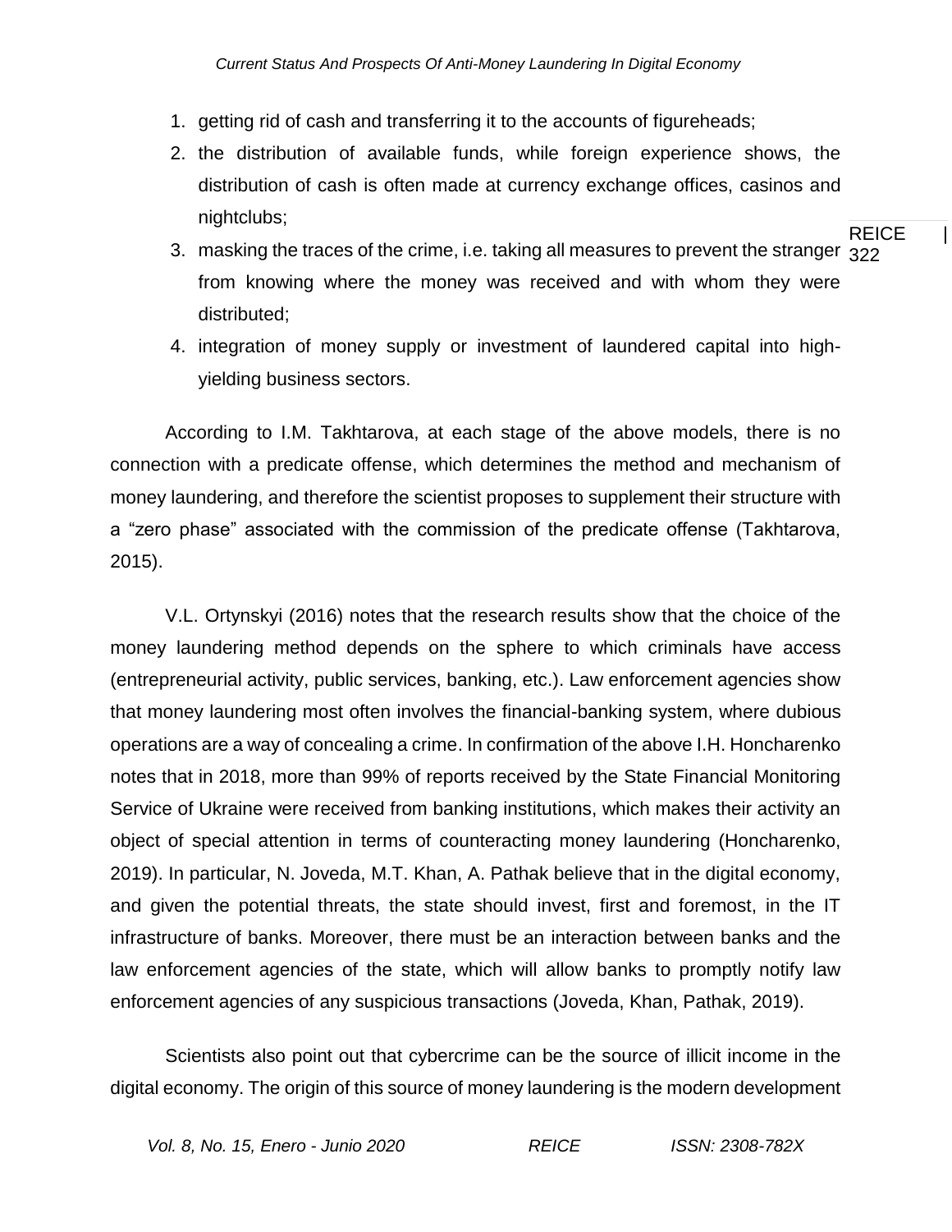1. getting rid of cash and transferring it to the accounts of figureheads;
2. the distribution of available funds, while foreign experience shows, the distribution of cash is often made at currency exchange offices, casinos and nightclubs;
3. masking the traces of the crime, i.e. taking all measures to prevent the stranger from knowing where the money was received and with whom they were distributed;
4. integration of money supply or investment of laundered capital into high-yielding business sectors.

According to I.M. Takhtarova, at each stage of the above models, there is no connection with a predicate offense, which determines the method and mechanism of money laundering, and therefore the scientist proposes to supplement their structure with a "zero phase" associated with the commission of the predicate offense (Takhtarova, 2015).

V.L. Ortynskyi (2016) notes that the research results show that the choice of the money laundering method depends on the sphere to which criminals have access (entrepreneurial activity, public services, banking, etc.). Law enforcement agencies show that money laundering most often involves the financial-banking system, where dubious operations are a way of concealing a crime. In confirmation of the above I.H. Honcharenko notes that in 2018, more than 99% of reports received by the State Financial Monitoring Service of Ukraine were received from banking institutions, which makes their activity an object of special attention in terms of counteracting money laundering (Honcharenko, 2019). In particular, N. Joveda, M.T. Khan, A. Pathak believe that in the digital economy, and given the potential threats, the state should invest, first and foremost, in the IT infrastructure of banks. Moreover, there must be an interaction between banks and the law enforcement agencies of the state, which will allow banks to promptly notify law enforcement agencies of any suspicious transactions (Joveda, Khan, Pathak, 2019).

Scientists also point out that cybercrime can be the source of illicit income in the digital economy. The origin of this source of money laundering is the modern development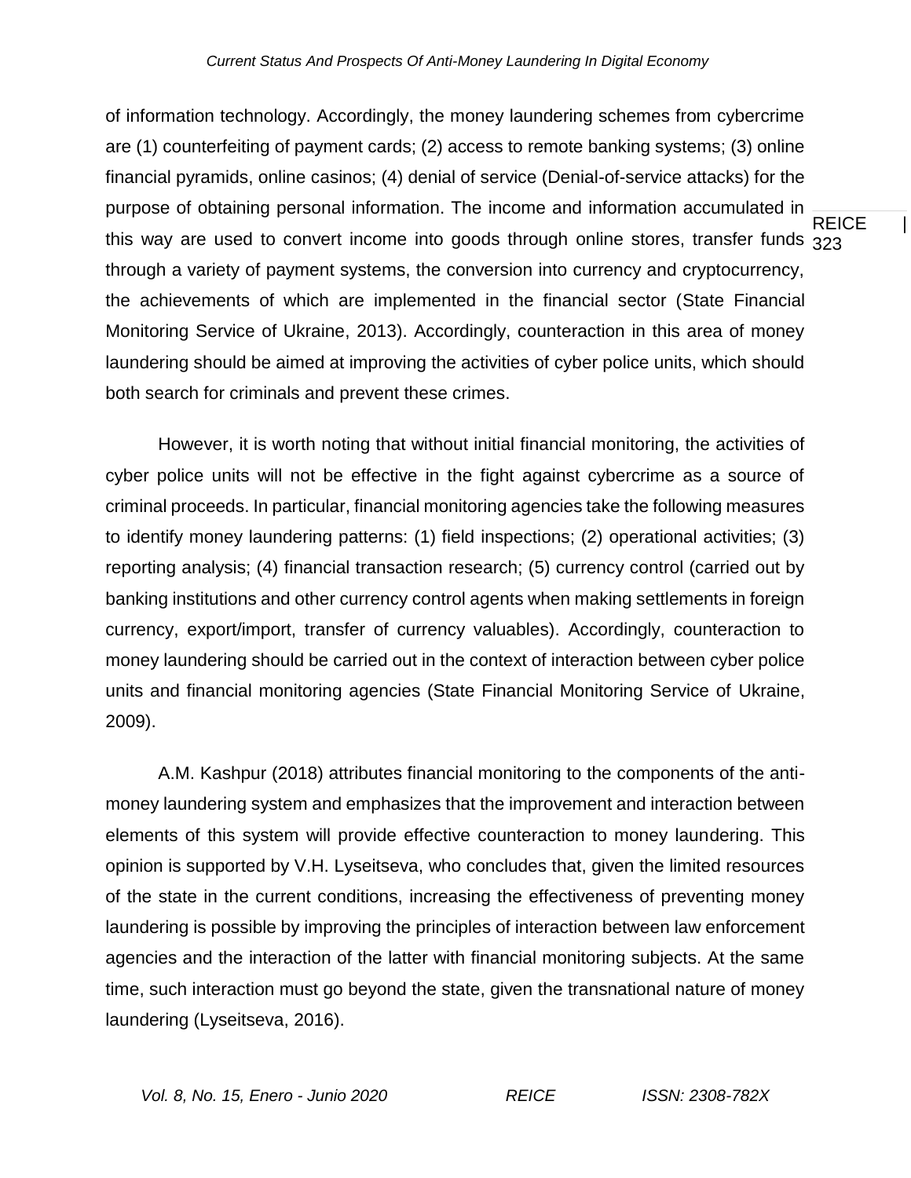of information technology. Accordingly, the money laundering schemes from cybercrime are (1) counterfeiting of payment cards; (2) access to remote banking systems; (3) online financial pyramids, online casinos; (4) denial of service (Denial-of-service attacks) for the purpose of obtaining personal information. The income and information accumulated in this way are used to convert income into goods through online stores, transfer funds through a variety of payment systems, the conversion into currency and cryptocurrency, the achievements of which are implemented in the financial sector (State Financial Monitoring Service of Ukraine, 2013). Accordingly, counteraction in this area of money laundering should be aimed at improving the activities of cyber police units, which should both search for criminals and prevent these crimes.

However, it is worth noting that without initial financial monitoring, the activities of cyber police units will not be effective in the fight against cybercrime as a source of criminal proceeds. In particular, financial monitoring agencies take the following measures to identify money laundering patterns: (1) field inspections; (2) operational activities; (3) reporting analysis; (4) financial transaction research; (5) currency control (carried out by banking institutions and other currency control agents when making settlements in foreign currency, export/import, transfer of currency valuables). Accordingly, counteraction to money laundering should be carried out in the context of interaction between cyber police units and financial monitoring agencies (State Financial Monitoring Service of Ukraine, 2009).

A.M. Kashpur (2018) attributes financial monitoring to the components of the anti-money laundering system and emphasizes that the improvement and interaction between elements of this system will provide effective counteraction to money laundering. This opinion is supported by V.H. Lyseitseva, who concludes that, given the limited resources of the state in the current conditions, increasing the effectiveness of preventing money laundering is possible by improving the principles of interaction between law enforcement agencies and the interaction of the latter with financial monitoring subjects. At the same time, such interaction must go beyond the state, given the transnational nature of money laundering (Lyseitseva, 2016).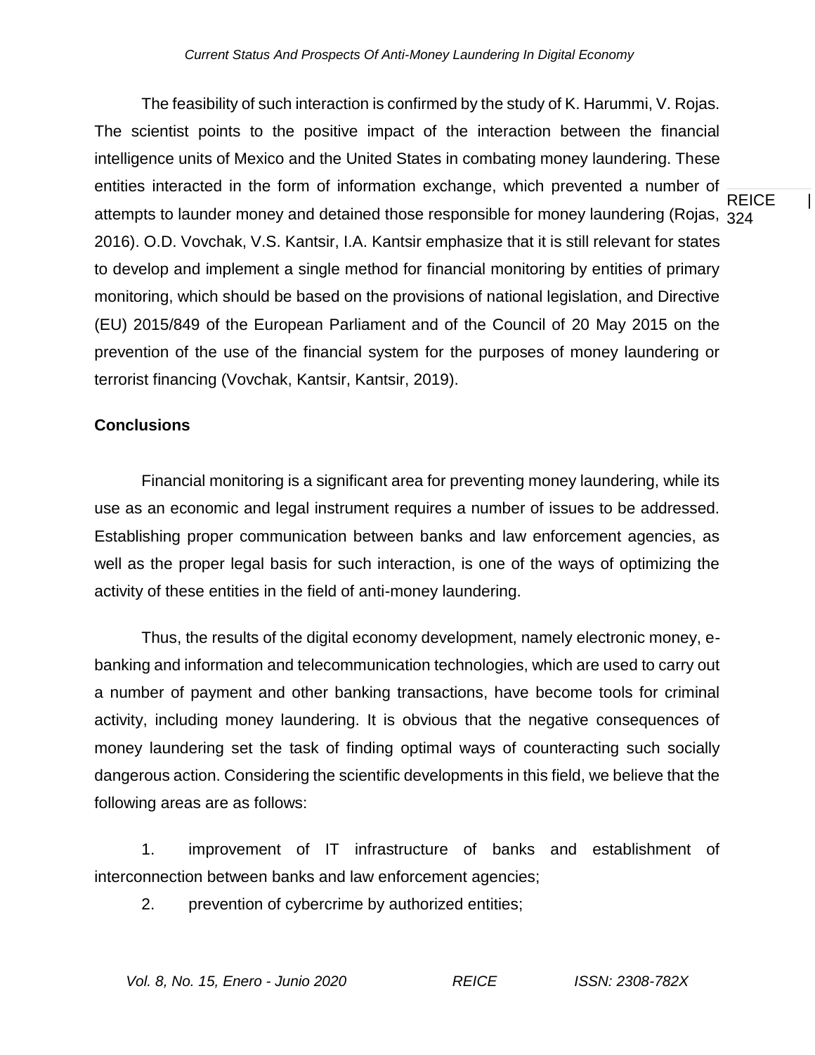The feasibility of such interaction is confirmed by the study of K. Harummi, V. Rojas. The scientist points to the positive impact of the interaction between the financial intelligence units of Mexico and the United States in combating money laundering. These entities interacted in the form of information exchange, which prevented a number of attempts to launder money and detained those responsible for money laundering (Rojas, 2016). O.D. Vovchak, V.S. Kantsir, I.A. Kantsir emphasize that it is still relevant for states to develop and implement a single method for financial monitoring by entities of primary monitoring, which should be based on the provisions of national legislation, and Directive (EU) 2015/849 of the European Parliament and of the Council of 20 May 2015 on the prevention of the use of the financial system for the purposes of money laundering or terrorist financing (Vovchak, Kantsir, Kantsir, 2019).

## Conclusions

Financial monitoring is a significant area for preventing money laundering, while its use as an economic and legal instrument requires a number of issues to be addressed. Establishing proper communication between banks and law enforcement agencies, as well as the proper legal basis for such interaction, is one of the ways of optimizing the activity of these entities in the field of anti-money laundering.

Thus, the results of the digital economy development, namely electronic money, e-banking and information and telecommunication technologies, which are used to carry out a number of payment and other banking transactions, have become tools for criminal activity, including money laundering. It is obvious that the negative consequences of money laundering set the task of finding optimal ways of counteracting such socially dangerous action. Considering the scientific developments in this field, we believe that the following areas are as follows:

1. improvement of IT infrastructure of banks and establishment of interconnection between banks and law enforcement agencies;
2. prevention of cybercrime by authorized entities;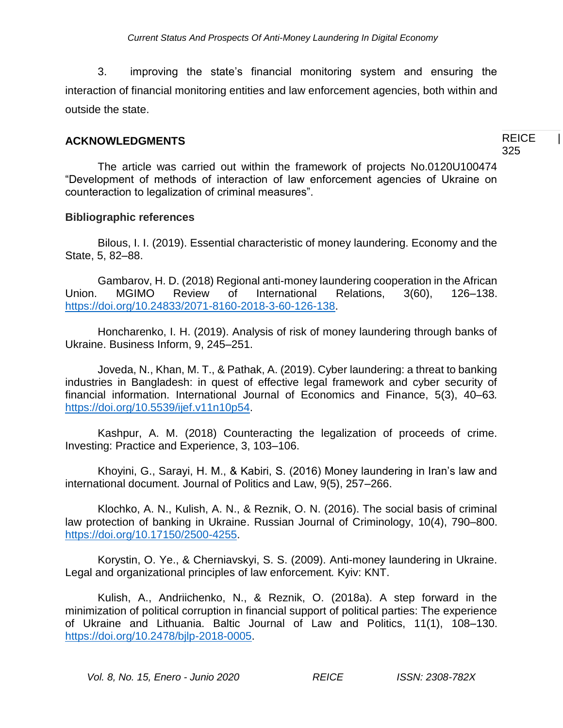3. improving the state's financial monitoring system and ensuring the interaction of financial monitoring entities and law enforcement agencies, both within and outside the state.

## ACKNOWLEDGMENTS

The article was carried out within the framework of projects No.0120U100474 "Development of methods of interaction of law enforcement agencies of Ukraine on counteraction to legalization of criminal measures".

### Bibliographic references

Bilous, I. I. (2019). Essential characteristic of money laundering. Economy and the State, 5, 82–88.

Gambarov, H. D. (2018) Regional anti-money laundering cooperation in the African Union. MGIMO Review of International Relations, 3(60), 126–138. https://doi.org/10.24833/2071-8160-2018-3-60-126-138.

Honcharenko, I. H. (2019). Analysis of risk of money laundering through banks of Ukraine. Business Inform, 9, 245–251.

Joveda, N., Khan, M. T., & Pathak, A. (2019). Cyber laundering: a threat to banking industries in Bangladesh: in quest of effective legal framework and cyber security of financial information. International Journal of Economics and Finance, 5(3), 40–63. https://doi.org/10.5539/ijef.v11n10p54.

Kashpur, A. M. (2018) Counteracting the legalization of proceeds of crime. Investing: Practice and Experience, 3, 103–106.

Khoyini, G., Sarayi, H. M., & Kabiri, S. (2016) Money laundering in Iran's law and international document. Journal of Politics and Law, 9(5), 257–266.

Klochko, A. N., Kulish, A. N., & Reznik, O. N. (2016). The social basis of criminal law protection of banking in Ukraine. Russian Journal of Criminology, 10(4), 790–800. https://doi.org/10.17150/2500-4255.

Korystin, O. Ye., & Cherniavskyi, S. S. (2009). Anti-money laundering in Ukraine. Legal and organizational principles of law enforcement. Kyiv: KNT.

Kulish, A., Andriichenko, N., & Reznik, O. (2018a). A step forward in the minimization of political corruption in financial support of political parties: The experience of Ukraine and Lithuania. Baltic Journal of Law and Politics, 11(1), 108–130. https://doi.org/10.2478/bjlp-2018-0005.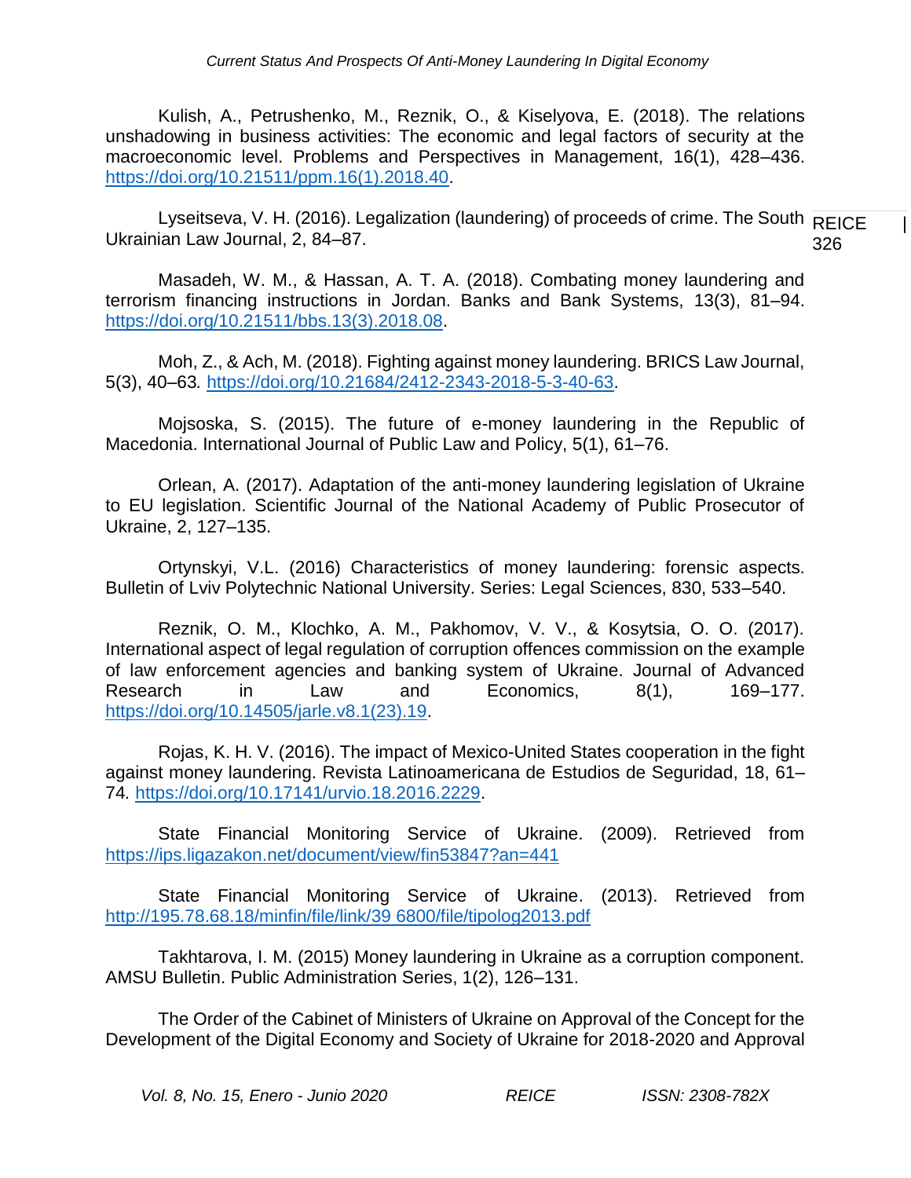Kulish, A., Petrushenko, M., Reznik, O., & Kiselyova, E. (2018). The relations unshadowing in business activities: The economic and legal factors of security at the macroeconomic level. Problems and Perspectives in Management, 16(1), 428–436. https://doi.org/10.21511/ppm.16(1).2018.40.

Lyseitseva, V. H. (2016). Legalization (laundering) of proceeds of crime. The South Ukrainian Law Journal, 2, 84–87.

Masadeh, W. M., & Hassan, A. T. A. (2018). Combating money laundering and terrorism financing instructions in Jordan. Banks and Bank Systems, 13(3), 81–94. https://doi.org/10.21511/bbs.13(3).2018.08.

Moh, Z., & Ach, M. (2018). Fighting against money laundering. BRICS Law Journal, 5(3), 40–63. https://doi.org/10.21684/2412-2343-2018-5-3-40-63.

Mojsoska, S. (2015). The future of e-money laundering in the Republic of Macedonia. International Journal of Public Law and Policy, 5(1), 61–76.

Orlean, A. (2017). Adaptation of the anti-money laundering legislation of Ukraine to EU legislation. Scientific Journal of the National Academy of Public Prosecutor of Ukraine, 2, 127–135.

Ortynskyi, V.L. (2016) Characteristics of money laundering: forensic aspects. Bulletin of Lviv Polytechnic National University. Series: Legal Sciences, 830, 533–540.

Reznik, O. M., Klochko, A. M., Pakhomov, V. V., & Kosytsia, O. O. (2017). International aspect of legal regulation of corruption offences commission on the example of law enforcement agencies and banking system of Ukraine. Journal of Advanced Research in Law and Economics, 8(1), 169–177. https://doi.org/10.14505/jarle.v8.1(23).19.

Rojas, K. H. V. (2016). The impact of Mexico-United States cooperation in the fight against money laundering. Revista Latinoamericana de Estudios de Seguridad, 18, 61–74. https://doi.org/10.17141/urvio.18.2016.2229.

State Financial Monitoring Service of Ukraine. (2009). Retrieved from https://ips.ligazakon.net/document/view/fin53847?an=441

State Financial Monitoring Service of Ukraine. (2013). Retrieved from http://195.78.68.18/minfin/file/link/39 6800/file/tipolog2013.pdf

Takhtarova, I. M. (2015) Money laundering in Ukraine as a corruption component. AMSU Bulletin. Public Administration Series, 1(2), 126–131.

The Order of the Cabinet of Ministers of Ukraine on Approval of the Concept for the Development of the Digital Economy and Society of Ukraine for 2018-2020 and Approval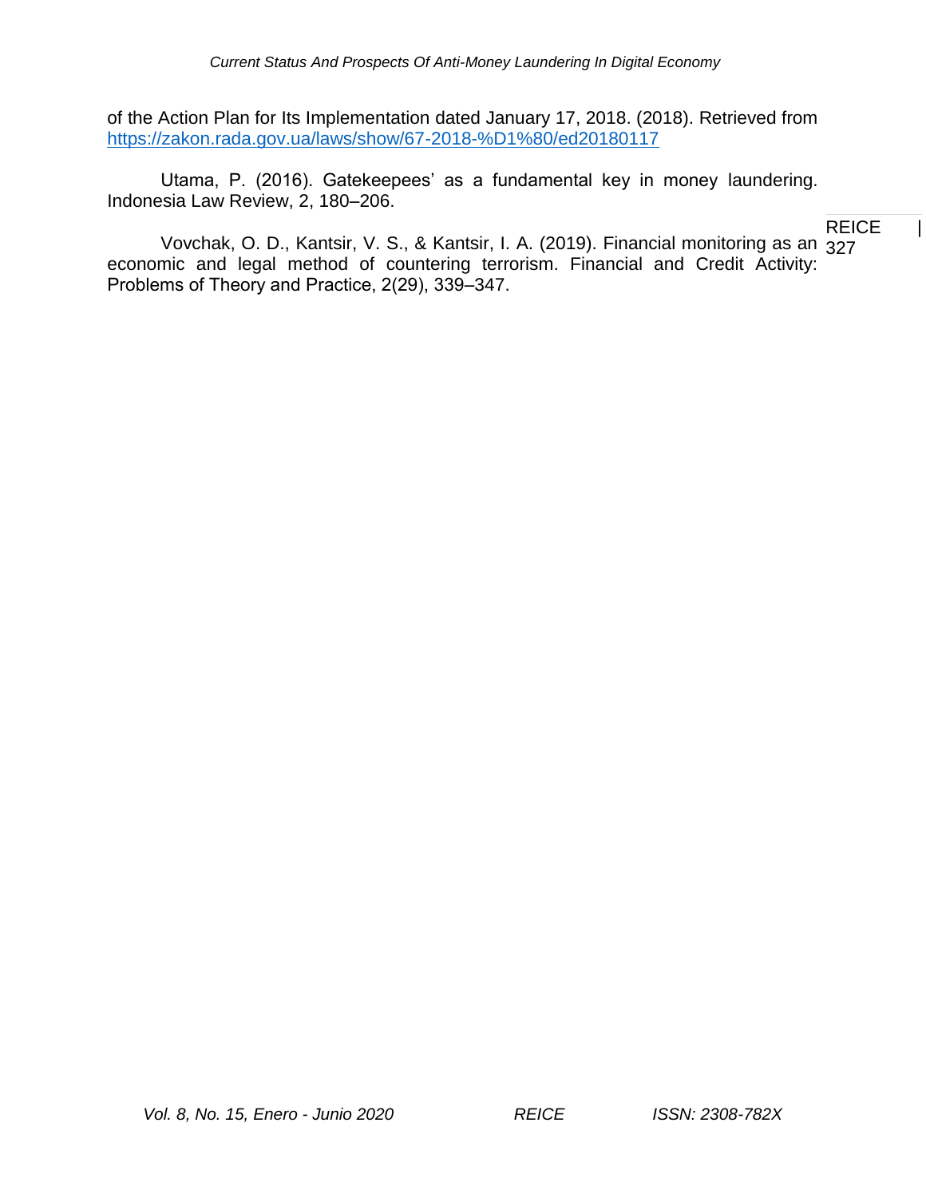of the Action Plan for Its Implementation dated January 17, 2018. (2018). Retrieved from https://zakon.rada.gov.ua/laws/show/67-2018-%D1%80/ed20180117

Utama, P. (2016). Gatekeepees' as a fundamental key in money laundering. Indonesia Law Review, 2, 180–206.

Vovchak, O. D., Kantsir, V. S., & Kantsir, I. A. (2019). Financial monitoring as an economic and legal method of countering terrorism. Financial and Credit Activity: Problems of Theory and Practice, 2(29), 339–347.